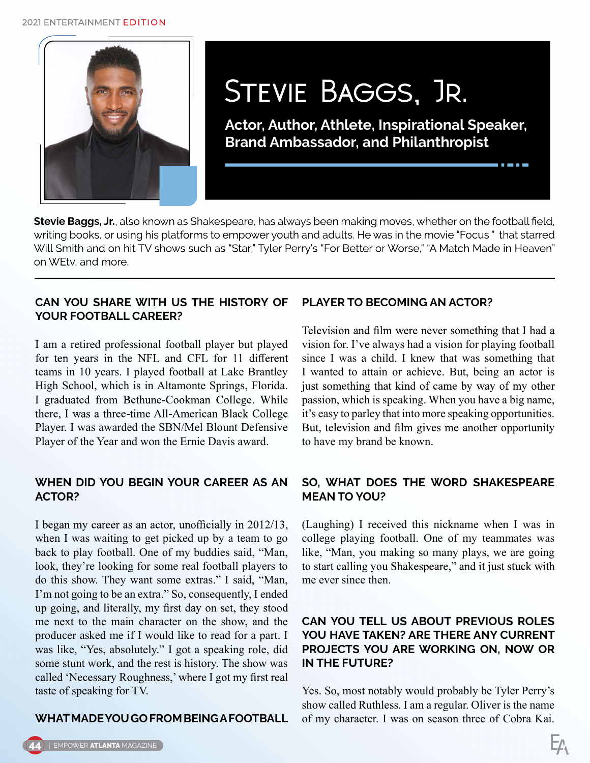# Stevie Baggs, Jr.

**Actor, Author, Athlete, Inspirational Speaker, Brand Ambassador, and Philanthropist**

**Stevie Baggs, Jr.**, also known as Shakespeare, has always been making moves, whether on the football field, writing books, or using his platforms to empower youth and adults. He was in the movie "Focus " that starred Will Smith and on hit TV shows such as "Star," Tyler Perry's "For Better or Worse," "A Match Made in Heaven" on WEtv, and more.

---

### CAN YOU SHARE WITH US THE HISTORY OF YOUR FOOTBALL CAREER?

I am a retired professional football player but played for ten years in the NFL and CFL for 11 different teams in 10 years. I played football at Lake Brantley High School, which is in Altamonte Springs, Florida. I graduated from Bethune-Cookman College. While there, I was a three-time All-American Black College Player. I was awarded the SBN/Mel Blount Defensive Player of the Year and won the Ernie Davis award.

### WHEN DID YOU BEGIN YOUR CAREER AS AN ACTOR?

I began my career as an actor, unofficially in 2012/13, when I was waiting to get picked up by a team to go back to play football. One of my buddies said, "Man, look, they're looking for some real football players to do this show. They want some extras." I said, "Man, I'm not going to be an extra." So, consequently, I ended up going, and literally, my first day on set, they stood me next to the main character on the show, and the producer asked me if I would like to read for a part. I was like, "Yes, absolutely." I got a speaking role, did some stunt work, and the rest is history. The show was called 'Necessary Roughness,' where I got my first real taste of speaking for TV.

### WHAT MADE YOU GO FROM BEING A FOOTBALL PLAYER TO BECOMING AN ACTOR?

Television and film were never something that I had a vision for. I've always had a vision for playing football since I was a child. I knew that was something that I wanted to attain or achieve. But, being an actor is just something that kind of came by way of my other passion, which is speaking. When you have a big name, it's easy to parley that into more speaking opportunities. But, television and film gives me another opportunity to have my brand be known.

### SO, WHAT DOES THE WORD SHAKESPEARE MEAN TO YOU?

(Laughing) I received this nickname when I was in college playing football. One of my teammates was like, "Man, you making so many plays, we are going to start calling you Shakespeare," and it just stuck with me ever since then.

### CAN YOU TELL US ABOUT PREVIOUS ROLES YOU HAVE TAKEN? ARE THERE ANY CURRENT PROJECTS YOU ARE WORKING ON, NOW OR IN THE FUTURE?

Yes. So, most notably would probably be Tyler Perry's show called Ruthless. I am a regular. Oliver is the name of my character. I was on season three of Cobra Kai.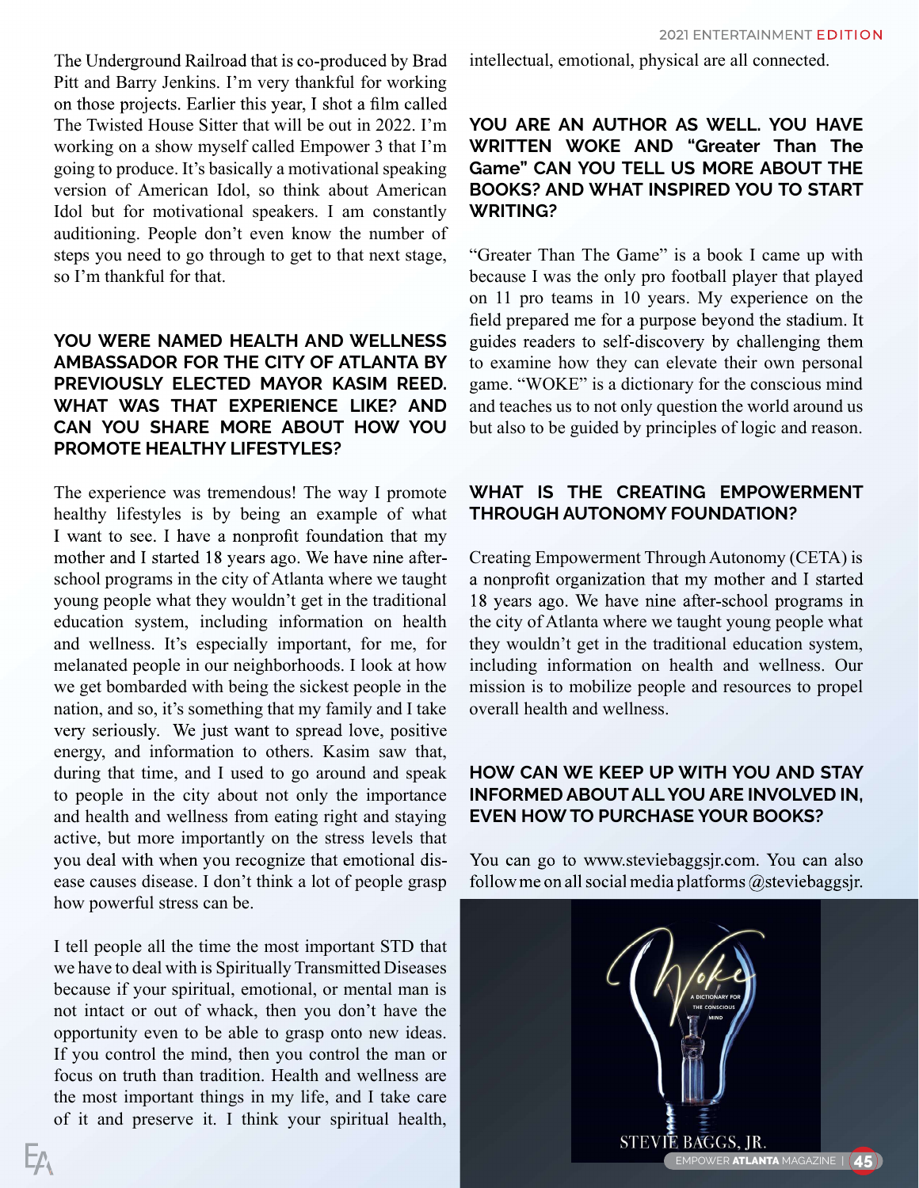The Underground Railroad that is co-produced by Brad Pitt and Barry Jenkins. I'm very thankful for working on those projects. Earlier this year, I shot a film called The Twisted House Sitter that will be out in 2022. I'm working on a show myself called Empower 3 that I'm going to produce. It's basically a motivational speaking version of American Idol, so think about American Idol but for motivational speakers. I am constantly auditioning. People don't even know the number of steps you need to go through to get to that next stage, so I'm thankful for that.

## YOU WERE NAMED HEALTH AND WELLNESS AMBASSADOR FOR THE CITY OF ATLANTA BY PREVIOUSLY ELECTED MAYOR KASIM REED. WHAT WAS THAT EXPERIENCE LIKE? AND CAN YOU SHARE MORE ABOUT HOW YOU PROMOTE HEALTHY LIFESTYLES?

The experience was tremendous! The way I promote healthy lifestyles is by being an example of what I want to see. I have a nonprofit foundation that my mother and I started 18 years ago. We have nine after-school programs in the city of Atlanta where we taught young people what they wouldn't get in the traditional education system, including information on health and wellness. It's especially important, for me, for melanated people in our neighborhoods. I look at how we get bombarded with being the sickest people in the nation, and so, it's something that my family and I take very seriously. We just want to spread love, positive energy, and information to others. Kasim saw that, during that time, and I used to go around and speak to people in the city about not only the importance and health and wellness from eating right and staying active, but more importantly on the stress levels that you deal with when you recognize that emotional dis-ease causes disease. I don't think a lot of people grasp how powerful stress can be.

I tell people all the time the most important STD that we have to deal with is Spiritually Transmitted Diseases because if your spiritual, emotional, or mental man is not intact or out of whack, then you don't have the opportunity even to be able to grasp onto new ideas. If you control the mind, then you control the man or focus on truth than tradition. Health and wellness are the most important things in my life, and I take care of it and preserve it. I think your spiritual health, intellectual, emotional, physical are all connected.

## YOU ARE AN AUTHOR AS WELL. YOU HAVE WRITTEN WOKE AND "Greater Than The Game" CAN YOU TELL US MORE ABOUT THE BOOKS? AND WHAT INSPIRED YOU TO START WRITING?

"Greater Than The Game" is a book I came up with because I was the only pro football player that played on 11 pro teams in 10 years. My experience on the field prepared me for a purpose beyond the stadium. It guides readers to self-discovery by challenging them to examine how they can elevate their own personal game. "WOKE" is a dictionary for the conscious mind and teaches us to not only question the world around us but also to be guided by principles of logic and reason.

## WHAT IS THE CREATING EMPOWERMENT THROUGH AUTONOMY FOUNDATION?

Creating Empowerment Through Autonomy (CETA) is a nonprofit organization that my mother and I started 18 years ago. We have nine after-school programs in the city of Atlanta where we taught young people what they wouldn't get in the traditional education system, including information on health and wellness. Our mission is to mobilize people and resources to propel overall health and wellness.

## HOW CAN WE KEEP UP WITH YOU AND STAY INFORMED ABOUT ALL YOU ARE INVOLVED IN, EVEN HOW TO PURCHASE YOUR BOOKS?

You can go to www.steviebaggsjr.com. You can also follow me on all social media platforms @steviebaggsjr.